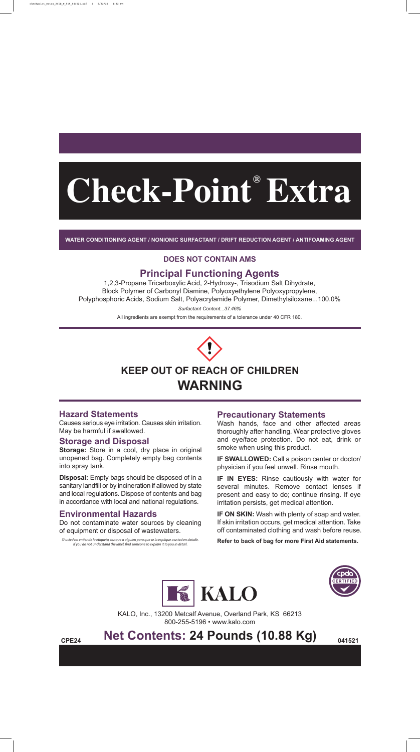# Check-Point® Extra

**WATER CONDITIONING AGENT / NONIONIC SURFACTANT / DRIFT REDUCTION AGENT / ANTIFOAMING AGENT**

**DOES NOT CONTAIN AMS**

## Principal Functioning Agents

1,2,3-Propane Tricarboxylic Acid, 2-Hydroxy-, Trisodium Salt Dihydrate, Block Polymer of Carbonyl Diamine, Polyoxyethylene Polyoxypropylene, Polyphosphoric Acids, Sodium Salt, Polyacrylamide Polymer, Dimethylsiloxane...100.0%

*Surfactant Content...37.46%*

All ingredients are exempt from the requirements of a tolerance under 40 CFR 180.

## KEEP OUT OF REACH OF CHILDREN

## WARNING

### Hazard Statements

Causes serious eye irritation. Causes skin irritation. May be harmful if swallowed.

### Storage and Disposal

**Storage:** Store in a cool, dry place in original unopened bag. Completely empty bag contents into spray tank.

**Disposal:** Empty bags should be disposed of in a sanitary landfill or by incineration if allowed by state and local regulations. Dispose of contents and bag in accordance with local and national regulations.

### Environmental Hazards

Do not contaminate water sources by cleaning of equipment or disposal of wastewaters.

*Si usted no entiende la etiqueta, busque a alguien para que se la explique a usted en detalle. If you do not understand the label, find someone to explain it to you in detail.*

### Precautionary Statements

Wash hands, face and other affected areas thoroughly after handling. Wear protective gloves and eye/face protection. Do not eat, drink or smoke when using this product.

**IF SWALLOWED:** Call a poison center or doctor/physician if you feel unwell. Rinse mouth.

**IF IN EYES:** Rinse cautiously with water for several minutes. Remove contact lenses if present and easy to do; continue rinsing. If eye irritation persists, get medical attention.

**IF ON SKIN:** Wash with plenty of soap and water. If skin irritation occurs, get medical attention. Take off contaminated clothing and wash before reuse.

**Refer to back of bag for more First Aid statements.**

KALO

KALO, Inc., 13200 Metcalf Avenue, Overland Park, KS 66213
800-255-5196 • www.kalo.com

CPE24 **Net Contents: 24 Pounds (10.88 Kg)** 041521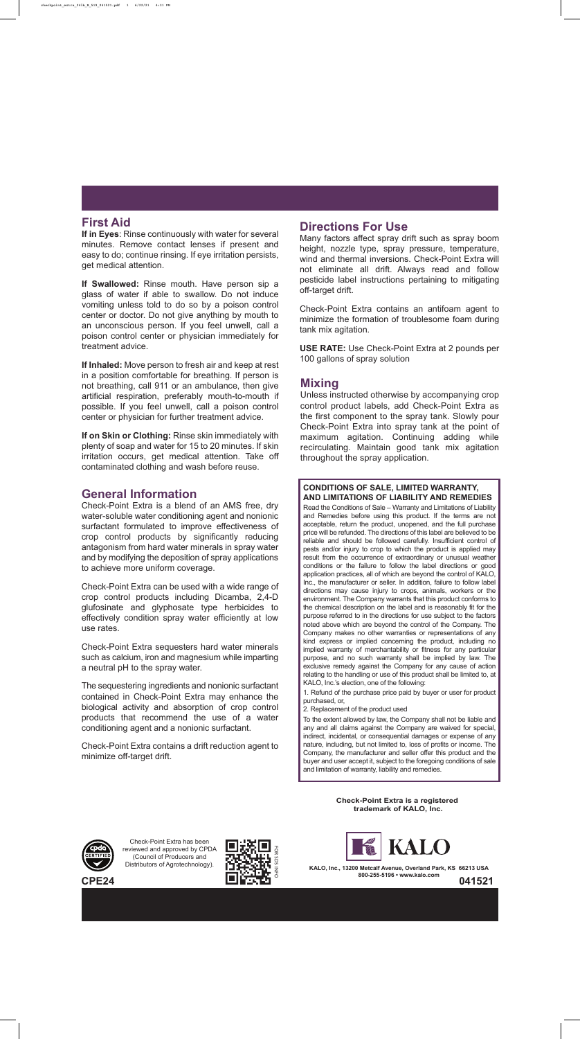## First Aid

**If in Eyes**: Rinse continuously with water for several minutes. Remove contact lenses if present and easy to do; continue rinsing. If eye irritation persists, get medical attention.

**If Swallowed:** Rinse mouth. Have person sip a glass of water if able to swallow. Do not induce vomiting unless told to do so by a poison control center or doctor. Do not give anything by mouth to an unconscious person. If you feel unwell, call a poison control center or physician immediately for treatment advice.

**If Inhaled:** Move person to fresh air and keep at rest in a position comfortable for breathing. If person is not breathing, call 911 or an ambulance, then give artificial respiration, preferably mouth-to-mouth if possible. If you feel unwell, call a poison control center or physician for further treatment advice.

**If on Skin or Clothing:** Rinse skin immediately with plenty of soap and water for 15 to 20 minutes. If skin irritation occurs, get medical attention. Take off contaminated clothing and wash before reuse.

## General Information

Check-Point Extra is a blend of an AMS free, dry water-soluble water conditioning agent and nonionic surfactant formulated to improve effectiveness of crop control products by significantly reducing antagonism from hard water minerals in spray water and by modifying the deposition of spray applications to achieve more uniform coverage.

Check-Point Extra can be used with a wide range of crop control products including Dicamba, 2,4-D glufosinate and glyphosate type herbicides to effectively condition spray water efficiently at low use rates.

Check-Point Extra sequesters hard water minerals such as calcium, iron and magnesium while imparting a neutral pH to the spray water.

The sequestering ingredients and nonionic surfactant contained in Check-Point Extra may enhance the biological activity and absorption of crop control products that recommend the use of a water conditioning agent and a nonionic surfactant.

Check-Point Extra contains a drift reduction agent to minimize off-target drift.

## Directions For Use

Many factors affect spray drift such as spray boom height, nozzle type, spray pressure, temperature, wind and thermal inversions. Check-Point Extra will not eliminate all drift. Always read and follow pesticide label instructions pertaining to mitigating off-target drift.

Check-Point Extra contains an antifoam agent to minimize the formation of troublesome foam during tank mix agitation.

**USE RATE:** Use Check-Point Extra at 2 pounds per 100 gallons of spray solution

## Mixing

Unless instructed otherwise by accompanying crop control product labels, add Check-Point Extra as the first component to the spray tank. Slowly pour Check-Point Extra into spray tank at the point of maximum agitation. Continuing adding while recirculating. Maintain good tank mix agitation throughout the spray application.

### CONDITIONS OF SALE, LIMITED WARRANTY, AND LIMITATIONS OF LIABILITY AND REMEDIES

Read the Conditions of Sale – Warranty and Limitations of Liability and Remedies before using this product. If the terms are not acceptable, return the product, unopened, and the full purchase price will be refunded. The directions of this label are believed to be reliable and should be followed carefully. Insufficient control of pests and/or injury to crop to which the product is applied may result from the occurrence of extraordinary or unusual weather conditions or the failure to follow the label directions or good application practices, all of which are beyond the control of KALO, Inc., the manufacturer or seller. In addition, failure to follow label directions may cause injury to crops, animals, workers or the environment. The Company warrants that this product conforms to the chemical description on the label and is reasonably fit for the purpose referred to in the directions for use subject to the factors noted above which are beyond the control of the Company. The Company makes no other warranties or representations of any kind express or implied concerning the product, including no implied warranty of merchantability or fitness for any particular purpose, and no such warranty shall be implied by law. The exclusive remedy against the Company for any cause of action relating to the handling or use of this product shall be limited to, at KALO, Inc.'s election, one of the following:

1. Refund of the purchase price paid by buyer or user for product purchased, or,
2. Replacement of the product used

To the extent allowed by law, the Company shall not be liable and any and all claims against the Company are waived for special, indirect, incidental, or consequential damages or expense of any nature, including, but not limited to, loss of profits or income. The Company, the manufacturer and seller offer this product and the buyer and user accept it, subject to the foregoing conditions of sale and limitation of warranty, liability and remedies.

**Check-Point Extra is a registered trademark of KALO, Inc.**

Check-Point Extra has been reviewed and approved by CPDA (Council of Producers and Distributors of Agrotechnology).

FOR SDS INFO

**CPE24**

**KALO, Inc., 13200 Metcalf Avenue, Overland Park, KS 66213 USA**
**800-255-5196 • www.kalo.com**

**041521**